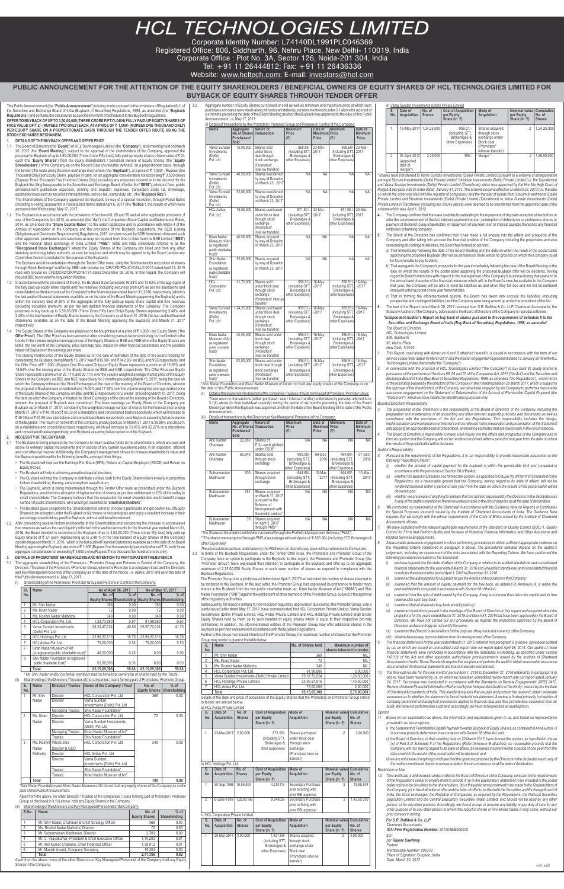# HCL TECHNOLOGIES LIMITED

Corporate Identity Number: L74140DL1991PLC046369
Registered Office: 806, Siddharth, 96, Nehru Place, New Delhi- 110019, India
Corporate Office : Plot No. 3A, Sector 126, Noida-201 304, India
Tel: +91 11 26444812; Fax: +91 11 26436336
Website: www.hcltech.com; E-mail: investors@hcl.com

## PUBLIC ANNOUNCEMENT FOR THE ATTENTION OF THE EQUITY SHAREHOLDERS / BENEFICIAL OWNERS OF EQUITY SHARES OF HCL TECHNOLOGIES LIMITED FOR BUYBACK OF EQUITY SHARES THROUGH TENDER OFFER

This Public Announcement (the "**Public Announcement**") is being made pursuant to the provisions of Regulation 8(1) of the Securities and Exchange Board of India (Buyback of Securities) Regulations, 1998, as amended (the "**Buyback Regulations**") and contains the disclosures as specified in Part A of Schedule II to the Buyback Regulations.

**OFFER TO BUYBACK OF UP TO 3,50,00,000 (THREE CRORE FIFTY LAKH) FULLY PAID-UP EQUITY SHARES OF FACE VALUE OF ₹ 2/- (RUPEES TWO ONLY) EACH, AT A PRICE OF ₹ 1,000/- (RUPEES ONE THOUSAND ONLY) PER EQUITY SHARE ON A PROPORTIONATE BASIS THROUGH THE TENDER OFFER ROUTE USING THE STOCK EXCHANGE MECHANISM.**

### 1. DETAILS OF THE BUYBACK OFFER AND OFFER PRICE

1.1 The Board of Directors (the "**Board**") of HCL Technologies Limited (the "**Company**"), at its meeting held on March 20, 2017 (the "**Board Meeting**"), subject to the approval of the shareholders of the Company, approved the proposal for Buyback of up to 3,50,00,000 (Three Crore Fifty Lacs) fully paid-up equity shares of face value of ₹ 2/- each (the "**Equity Shares**") from the equity shareholders / beneficial owners of Equity Shares (the "**Equity Shareholders**") of the Company as on the Record Date (hereinafter defined), on a proportionate basis, through the tender offer route using the stock exchange mechanism (the "**Buyback**"), at a price of ₹ 1,000/- (Rupees One Thousand Only) per Equity Share payable in cash, for an aggregate consideration not exceeding ₹ 3,500 crores (Rupees Three Thousand Five Hundred Crores Only) excluding any expenses incurred or to be incurred for the Buyback like filing fees payable to the Securities and Exchange Board of India (the "**SEBI**"), advisors' fees, public announcement publication expenses, printing and dispatch expenses, transaction costs viz. brokerage, applicable taxes such as securities transaction tax, service tax, stamp duty, etc., (the "**Buyback Size**").

The Shareholders of the Company approved the Buyback, by way of a special resolution, through Postal Ballot (including e-voting) pursuant to a Postal Ballot Notice dated April 6, 2017 (the "**Notice**"), the results of which were announced on Wednesday, May 17, 2017.

1.2 The Buyback is in accordance with the provisions of Sections 68, 69 and 70 and all other applicable provisions, if any, of the Companies Act, 2013, as amended (the "**Act**"), the Companies (Share Capital and Debentures) Rules, 2014, as amended (the "**Share Capital Rules**") to the extent applicable and in accordance with Article 4 of the Articles of Association of the Company and the provisions of the Buyback Regulations, the SEBI (Listing Obligations and Disclosure Requirements) Regulations, 2015, circulars issued by SEBI from time to time and such other approvals, permissions and sanctions as may be required from time to time from the BSE Limited ("**BSE**") and the National Stock Exchange of India Limited (**"NSE"**) (BSE and NSE collectively referred to as the **"Recognised Stock Exchanges"**) where the Equity Shares of the Company are listed and from any other statutory and/or regulatory authority, as may be required and which may be agreed to by the Board (and/or any Committee thereof constituted for the purpose of the Buyback).

The Buyback would be undertaken through the Tender Offer route, using the "Mechanism for acquisition of shares through Stock Exchange" notified by SEBI vide circular no. CIR/CFD/POLICYCELL/1/2015 dated April 13, 2015 read with circular no. CFD/DCR2/CIR/P/2016/131 dated December 09, 2016. In this regard, the Company will request BSE to provide the Acquisition Window.

1.3 In accordance with the provisions of the Act, the Buyback Size represents 16.39% and 13.62% of the aggregate of the fully paid-up equity share capital and free reserves (including securities premium) as per the audited standalone and consolidated audited accounts of the Company for the financial year ended March 31, 2016, respectively (which is the last audited financial statements available as on the date of the Board Meeting approving the Buyback) and is within the statutory limit of 25% of the aggregate of the fully paid-up equity share capital and free reserves (including securities premium) as per the last audited financial statements of the Company. The Company proposes to buy back up to 3,50,00,000 (Three Crore Fifty Lacs Only) Equity Shares representing 2.48% and 2.45% of the total number of Equity Shares issued by the Company as at March 31, 2016 (the last audited financial statements available as on the date of the Board Meeting approving the Buyback) and March 31, 2017 respectively.

1.4 The Equity Shares of the Company are proposed to be bought back at a price of ₹ 1,000/- per Equity Share ("the **Offer Price**"). The Offer Price has been arrived at after considering various factors including, but not limited to the trends in the volume weighted average prices of the Equity Shares on BSE and NSE where the Equity Shares are listed, the net worth of the Company, price earnings ratio, impact on other financial parameters and the possible impact of Buyback on the earnings per share.

The closing market price of the Equity Shares as on the date of intimation of the date of the Board meeting for considering the Buyback, being March 15, 2017 was ₹ 839.50/- and ₹ 842.90/- on BSE and NSE respectively, and the Offer Price of ₹ 1,000/- (Rupees One Thousand Only) per Equity Share represents a premium of 19.06% and 18.64% over the closing price of the Equity Shares on BSE and NSE, respectively. The Offer Price per Equity Share represents a premium of 20.17% and 20.11% over the volume weighted average market price of the Equity Shares of the Company on BSE and NSE respectively for 3 months preceding March 15, 2017 being the date on which the Company intimated the Stock Exchanges of the date of the meeting of the Board of Directors, wherein the proposal of Buyback was considered and 18.40% and 17.58% over the volume weighted average market price of the Equity Shares of the Company on BSE and NSE respectively for 2 weeks preceding March 15, 2017, being the date on which the Company intimated the Stock Exchanges of the date of the meeting of the Board of Directors, wherein the proposal of Buyback was considered. The basic earnings per Equity Share of the Company pre Buyback as on March 31, 2017, considering the weighted average number of shares for the financial year ending March 31, 2017 is ₹ 48.18 and ₹ 60.33 on a standalone and consolidated basis respectively which will increase to ₹ 49.39 and ₹ 61.85 on a standalone and consolidated basis respectively, post Buyback assuming full acceptance of the Buyback. The return on net worth of the Company pre Buyback as on March 31, 2017 is 28.96% and 28.53% on a standalone and consolidated basis respectively which will increase to 33.96% and 32.27% on a standalone and consolidated basis respectively, post Buyback assuming full acceptance of the Buyback.

### 2. NECESSITY OF THE BUYBACK

2.1 The Buyback is being proposed by the Company to return surplus funds to the shareholders, which are over and above its ordinary capital requirements and in excess of any current investment plans, in an expedient, efficient and cost effective manner. Additionally, the Company's management strives to increase shareholder's value and the Buyback would result in the following benefits, amongst other things:

- The Buyback will improve the Earnings Per Share (EPS), Return on Capital Employed (ROCE) and Return on Equity (ROE);
- The Buyback will help in achieving an optimal capital structure;
- The Buyback will help the Company to distribute surplus cash to the Equity Shareholders broadly in proportion to their shareholding, thereby, enhancing their overall return;
- The Buyback, which is being implemented through the Tender Offer route as prescribed under the Buyback Regulations, would involve allocation of higher number of shares as per their entitlement or 15% of the outlay to small shareholders. The Company believes that this reservation for small shareholders would benefit a large number of public shareholders, who would get classified as "**small shareholders**";
- The Buyback gives an option to the Shareholders to either (i) choose to participate and get cash in lieu of Equity Shares to be accepted under the Buyback or (ii) choose to not participate and enjoy a resultant increase in their percentage shareholding, post the Buyback, without additional investment.

2.2 After considering several factors and benefits to the Shareholders and considering the increase in accumulated free reserves as well as the cash liquidity reflected in the audited accounts for the financial year ended March 31, 2016, the Board decided to recommend the Buyback of up to 3,50,00,000 (Three crores fifty lacs) fully paid-up Equity Shares of ₹ 2/- each (representing up to 2.48 % of the total number of Equity Shares of the Company outstanding as on March 31, 2016, which is the last audited Financial Statements available as on the date of the Board Meeting approving the Buyback) at a price of ₹ 1,000 (Rupees One Thousand only) per equity share of ₹ 2/- each for an aggregate consideration not exceeding ₹ 3,500 crores (Rupees Three thousand five hundred crores only).

### 3. DETAILS OF PROMOTERS' SHAREHOLDING AND INTENTION TO PARTICIPATE IN THE BUYBACK

3.1 The aggregate shareholding of the Promoters / Promoter Group and Persons in Control of the Company, the Directors / Trustees of the Promoters / Promoter Group, where the Promoter is a company / trust, and the Directors and Key Managerial Personnel of the Company as on the date of the Notice, i.e. April 6, 2017 and as of the date of this Public Announcement i.e., May 17, 2017:

(i) Shareholding of the Promoters / Promoter Group and Persons in Control of the Company;

| Sr. No. | Name | As of April 06, 2017 | | As of May 17, 2017 | |
|---|---|---|---|---|---|
| | | No. of Equity Shares | % of Shareholding | No. of Equity Shares | % of Shareholding |
| 1 | Mr. Shiv Nadar | 368 | 0.00 | 368 | 0.00 |
| 2 | Ms. Kiran Nadar | 72 | 0.00 | 72 | 0.00 |
| 3 | Ms. Roshni Nadar Malhotra | 348 | 0.00 | 348 | 0.00 |
| 4 | HCL Corporation Pvt. Ltd. | 1,23,73,680 | 0.87 | 91,98,680 | 0.64 |
| 5 | Vama Sundari Investments (Delhi) Pvt. Ltd. | 58,33,47,024 | 40.89 | 59,57,72,024 | 41.75 |
| 6 | HCL Holdings Pvt. Ltd. | 23,90,97,816 | 16.76 | 23,90,97,816 | 16.76 |
| 7 | HCL Avitas Pvt. Ltd. | 75,00,000 | 0.53 | 75,00,000 | 0.53 |
| 8 | Kiran Nadar Museum of Art (a registered public charitable trust)* | 40,50,000 | 0.28 | 0.00 | 0.00 |
| 9 | Shiv Nadar Foundation (a registered public charitable trust)* | 52,00,000 | 0.36 | 0.00 | 0.00 |
| | **Total** | **85,15,69,308** | **59.68** | **85,15,69,308** | **59.68** |

*\* Mr. Shiv Nadar and/or his family members had no beneficial ownership of shares held by the Trusts.*

(ii) Shareholding of the Directors / Trustees of the companies / trusts forming part of Promoters / Promoter Group:

| S. No. | Name | Director / Trustee | Name of the Company / Trust | No. of Equity Shares | % of Shareholding |
|---|---|---|---|---|---|
| 1 | Mr. Shiv Nadar | Director | HCL Corporation Pvt. Ltd | 368 | 0.00 |
| | | Director | Vama Sundari Investments (Delhi) Pvt. Ltd | | |
| | | Managing Trustee | Shiv Nadar Foundation* | | |
| 2 | Ms. Kiran Nadar | Director | HCL Corporation Pvt. Ltd | 72 | 0.00 |
| | | Director | Vama Sundari Investments (Delhi) Pvt. Ltd | | |
| | | Managing Trustee | Kiran Nadar Museum of Art* | | |
| | | Trustee | Shiv Nadar Foundation* | | |
| 3 | Ms. Roshni Nadar Malhotra | Whole time Director & CEO | HCL Corporation Pvt. Ltd | 348 | 0.00 |
| | | Director | HCL Avitas Pvt. Ltd | | |
| | | Director | Vama Sundari Investments (Delhi) Pvt. Ltd | | |
| | | Trustee | Shiv Nadar Foundation* | | |
| | | Trustee | Kiran Nadar Museum of Art* | | |
| | **Total** | | | **788** | **0.00** |

*\*Shiv Nadar Foundation and Kiran Nadar Museum of Art do not hold any equity shares of the Company as on the date of this Public Announcement.*

Apart from the above, no other Director / Trustee of the companies / trusts forming part of Promoter / Promoter Group as disclosed in 3.1(i) above, hold any Equity Shares in the Company.

(iii) Shareholding of the Directors and Key Managerial Personnel of the Company:

| S.No. | Name | No. of Equity Shares | % of Shareholding |
|---|---|---|---|
| 1 | Mr. Shiv Nadar, Chairman & Chief Strategy Officer | 368 | 0.00 |
| 2 | Ms. Roshni Nadar Malhotra, Director | 72 | 0.00 |
| 3 | Mr. Subramanian Madhavan, Director | 2,700 | 0.00 |
| 4 | Mr. C. Vijayakumar, President & Chief Executive Officer | 1,10,200 | 0.01 |
| 5 | Mr. Anil Kumar Chanana, Chief Financial Officer | 1,39,012 | 0.01 |
| 6 | Mr. Manish Anand, Company Secretary | 19,204 | 0.00 |
| | **Total** | **2,71,556** | **0.02** |

Apart from the above, none of the other Directors or Key Managerial Personnel of the Company hold any Equity Shares in the Company.

3.2 Aggregate number of Equity Shares purchased or sold as well as minimum and maximum price at which such purchases and sales were made along with relevant dates by persons mentioned under 3.1 above for a period of six months preceding the date of the Board Meeting at which the Buyback was approved till the date of this Public Announcement, i.e. May 17, 2017:

(i) Details of transactions by the Promoters / Promoter Group and Persons in Control of the Company:

| Name | Aggregate No. of Shares Purchased/ Sold | Nature of Transaction | Maximum Price (₹) | Date of Maximum Price | Minimum Price (₹) | Date of Minimum Price |
|---|---|---|---|---|---|---|
| Vama Sundari Investments (Delhi) Pvt. Ltd. | 75,00,000 | Shares sold under block deal through stock exchange (Promoters' inter-se transfer) | 868.68/- (including STT, Brokerages & other Expenses) | 23-Mar-2017 | 868.68/- (including STT, Brokerages & other Expenses) | 23-Mar-2017 |
| Vama Sundari Investments (Delhi) Pvt. Ltd. | 40,50,000 | Shares transferred by way of Donation on March 23, 2017 | NA | NA | NA | NA |
| Vama Sundari Investments (Delhi) Pvt. Ltd. | 52,00,000 | Shares transferred by way of Donation on March 23, 2017 | NA | NA | NA | NA |
| HCL Avitas Pvt. Ltd. | 75,00,000 | Shares purchased under block deal through stock exchange (Promoters' inter-se transfer) | 871.50/- (including STT, Brokerages & other Expenses) | 23-Mar-2017 | 871.50/- (including STT, Brokerages & other Expenses) | 23-Mar-2017 |
| Kiran Nadar Museum of Art (a registered public charitable trust)* | 40,50,000 | Shares acquired by way of Donation on March 23, 2017 | NA | NA | NA | NA |
| Shiv Nadar Foundation (a registered public charitable trust)* | 52,00,000 | Shares acquired by way of Donation on March 23, 2017 | NA | NA | NA | NA |
| HCL Corporation Pvt. Ltd. | 31,75,000 | Shares sold under block deal through stock exchange (Promoters' inter-se transfer) | 856.91/- (including STT, Brokerages & other Expenses) | 16-May-2017 | 856.91/- (including STT, Brokerages & other Expenses) | 16-May-2017 |
| Vama Sundari Investments (Delhi) Pvt. Ltd. | 1,24,25,000 | Shares purchased under block deal through stock exchange (Promoters' inter-se transfer) | 859.01/- (including STT, Brokerages & other Expenses) | 16-May-2017 | 859.01/- (including STT, Brokerages & other Expenses) | 16-May-2017 |
| Kiran Nadar Museum of Art (a registered public charitable trust)* | 40,50,000 | Shares sold under block deal through stock exchange (Promoters' inter-se transfer) | 856.91/- (including STT, Brokerages & other Expenses) | 16-May-2017 | 856.91/- (including STT, Brokerages & other Expenses) | 16-May-2017 |
| Shiv Nadar Foundation (a registered public charitable trust)* | 52,00,000 | Shares sold under block deal through stock exchange (Promoters' inter-se transfer) | 856.91/- (including STT, Brokerages & other Expenses) | 16-May-2017 | 856.91/- (including STT, Brokerages & other Expenses) | 16-May-2017 |

*\*Shiv Nadar Foundation and Kiran Nadar Museum of Art do not hold any equity shares of the Company as on the date of this Public Announcement.*

(ii) Details of transactions by the Directors of the Promoters / Trustees of trusts forming part of Promoters / Promoter Group:

There were no transactions (either purchase / sale / inter-se transfer) undertaken by persons referred to in 3.1(ii) above (in their individual capacity) during the period of six months preceding the date of the Board Meeting at which the Buyback was approved and from the date of the Board Meeting till the date of this Public Announcement.

(iii) Details of transactions by the Directors or Key Managerial Personnel of the Company:

| Name | Aggregate No. of Shares Purchased/ Sold | Nature of Transaction | Maximum Price (₹) | Date of Maximum Price | Minimum Price (₹) | Date of Minimum Price |
|---|---|---|---|---|---|---|
| Anil Kumar Chanana | 22,880 | Shares of ₹ 2/- each allotted under ESOP | NA | NA | NA | NA |
| Anil Kumar Chanana | 65,940 | Shares sold through stock exchange | 805.00/- (including STT, Brokerages & other Expenses) | 09-Dec-2016 | 794.00/- (including STT, Brokerages & other Expenses) | 07-Dec-2016 |
| Subramanian Madhavan | 500 | Shares acquired through stock exchange | 844.60/- (including STT, Brokerages & other Expenses) | 10-Mar-2017 | 844.60/- (including STT, Brokerages & other Expenses) | 10-Mar-2017 |
| Subramanian Madhavan | 161 | Shares acquired on March 31, 2017 pursuant to the Scheme of Arrangement with Geometric Limited* | NA | NA | NA | NA |
| Subramanian Madhavan | 39 | Shares acquired on April 3, 2017 through PMS** | NA | NA | NA | NA |

*\*The Shares of Geometric Limited were acquired through the Portfolio Management Services ("PMS").*

*\*\*The shares were acquired through PMS at an average allocated price of ₹ 865.96/- (including STT, Brokerages & other Expenses)*

*The aforesaid transactions undertaken by the PMS were on discretionary basis without reference to the investor.*

3.3 In terms of the Buyback Regulations, under the Tender Offer route, the Promoters and Promoter Group of the Company have an option to participate in the Buyback. In this regard, the Promoters and Promoter Group (the "Promoter Group") have expressed their intention to participate in the Buyback and offer up to an aggregate maximum of 2,75,00,000 Equity Shares or such lower number of shares as required in compliance with the Buyback Regulations.

The Promoter Group vide a jointly issued letter dated April 5, 2017 had intimated the number of shares intended to be tendered in the Buyback. In the said letter, the Promoter Group had expressed its preference to tender more shares in the Buyback from the two public charitable trusts viz. Kiran Nadar Museum of Art ("KNMA") and Shiv Nadar Foundation ("SNF") against the entitlement of other members of the Promoter Group, subject to the approval of the regulatory authorities.

Subsequently, for reasons relating to non-receipt of regulatory approvals in due course, the Promoter Group, vide a jointly issued letter dated May 17, 2017, have communicated that HCL Corporation Private Limited, Vama Sundari Investments (Delhi) Private Limited, HCL Avitas Private Limited and HCL Holdings Private Limited shall tender Equity Shares held by them up to such number of equity shares which is equal to their respective pro-rata entitlement. In addition, the aforementioned entities of the Promoter Group may offer additional shares in the Buyback as per their entitlement in accordance with the Buyback Regulations.

Further to the above mentioned intention of the Promoter Group, the maximum number of shares that the Promoter Group may tender is given in the table below:

| S. No. | Name | No. of Shares held | Maximum number of shares intended to tender |
|---|---|---|---|
| 1 | Mr. Shiv Nadar | 368 | NIL |
| 2 | Ms. Kiran Nadar | 72 | NIL |
| 3 | Ms. Roshni Nadar Malhotra | 348 | NIL |
| 4 | HCL Corporation Pvt. Ltd. | 91,98,680 | 3,00,000 |
| 5 | Vama Sundari Investments (Delhi) Private Limited | 59,57,72,024 | 1,26,50,000 |
| 6 | HCL Holdings Private Limited | 23,90,97,816 | 1,43,50,000 |
| 7 | HCL Avitas Pvt. Ltd. | 75,00,000 | 2,00,000 |
| | **Total** | **85,15,69,308** | **2,75,00,000** |

Details of the date and price of acquisition of the Equity Shares that the Promoters and Promoter Group intend to tender are set-out below:

a) HCL Avitas Private Limited

| S. No. | Date of Acquisition | No. of Shares | Cost of Acquisition per Equity Share (in ₹) | Mode of Acquisition | Nominal value per Equity Share (in ₹) | Cumulative No. of Shares |
|---|---|---|---|---|---|---|
| 1 | 23-Mar-2017 | 2,00,000 | 871.50/- (including STT, Brokerages & other Expenses) | Shares purchased under block deal through stock exchange (Promoters' inter-se transfer) | 2 | 2,00,000 |

b) HCL Holdings Pvt. Ltd.

| S. No. | Date of Acquisition | No. of Shares | Cost of Acquisition per Equity Share (in ₹) | Mode of Acquisition | Nominal value per Equity Share (in ₹) | Cumulative No. of Shares |
|---|---|---|---|---|---|---|
| 1 | 30-Sep-1998 | 19,56,804 | 4.25417/- | Secondary Purchase prior to listing with prior RBI approval | 2 | 19,56,804 |
| 2 | 6-June-1999 | 1,23,93,196 | 9.94805/- | Secondary Purchase prior to listing with prior RBI approval | 2 | 1,43,50,000 |

c) HCL Corporation Private Limited

| S. No. | Date of Acquisition | No. of Shares | Cost of Acquisition per Equity Share (in ₹) | Mode of Acquisition | Nominal value per Equity Share (in ₹) | Cumulative No. of Shares |
|---|---|---|---|---|---|---|
| 1 | 25-Mar-2014 | 3,00,000 | 1,421.60/- (including STT, Brokerages & other Expenses) | Shares acquired through stock exchange under Block deal (Promoters' inter-se transfer) | 2 | 3,00,000 |

d) Vama Sundari Investments (Delhi) Private Limited

| S. No. | Date of Acquisition | No. of Shares | Cost of Acquisition per Equity Share (in ₹) | Mode of Acquisition | Nominal value per Equity Share (in ₹) | Cumulative No. of Shares |
|---|---|---|---|---|---|---|
| 1 | 16-May-2017 | 1,24,25,000 | 859.01/- (including STT, Brokerages & other Expenses) | Shares acquired through stock exchange under Block deal (Promoters' inter-se transfer) | 2 | 1,24,25,000 |
| 2 | 01-April-2012 (Appointed date of merger*) | 2,25,000 | 395/- | Merger * | 2 | 1,26,50,000 |

*\*Shares were transferred to Vama Sundari Investments (Delhi) Private Limited pursuant to a scheme of amalgamation amongst Slocum Investments (Delhi) Private Limited, Shivkiran Investments (Delhi) Private Limited (i.e. the Transferors) and Vama Sundari Investments (Delhi) Private Limited (Transferee) which was approved by the Hon'ble High Court of Punjab & Haryana vide its order dated January 31, 2013. The scheme became effective on March 22, 2013 (i.e. the date on which the order was filed with the registrar of companies) and the transfer of assets from Slocum Investments (Delhi) Private Limited and Shivkiran Investments (Delhi) Private Limited (Transferors) to Vama Sundari Investments (Delhi) Private Limited (Transferee) (including the shares above) were deemed to be transferred from the appointed date of the scheme which was April 1, 2012.*

4. The Company confirms that there are no defaults subsisting in the repayment of deposits accepted either before or after the commencement of the Act, interest payment thereon, redemption of debentures or preference shares or payment of dividend to any shareholder, or repayment of any term loan or interest payable thereon to any financial institution or banking company.

5. The Board of the Directors has confirmed that it has made a full enquiry into the affairs and prospects of the Company and after taking into account the financial position of the Company including the projections and also considering all contingent liabilities, the Board has formed an opinion:

a) That immediately following the date of the Board Meeting and the date on which the result of the postal ballot approving the proposed Buyback offer will be announced, there will be no grounds on which the Company could be found unable to pay its debts;

b) That as regards the Company's prospects for the year immediately following the date of the Board Meeting or the date on which the results of the postal ballot approving the Buyback offer will be declared, having regard to Board's intentions with respect to the management of the Company's business during that year and to the amount and character of the financial resources which will, in the Board's view, be available to the Company during that year, the Company will be able to meet its liabilities as and when they fall due and will not be rendered insolvent within a period of one year from that date.

c) That in forming the aforementioned opinion, the Board has taken into account the liabilities (including prospective and contingent liabilities) as if the Company were being wound up under the provisions of the Act.

6. The text of the Report dated March 20, 2017 received from S.R. Batliboi & Co. LLP, Chartered Accountants, the Statutory Auditors of the Company, addressed to the Board of Directors of the Company is reproduced below:

***"Independent Auditor's Report on buy back of shares pursuant to the requirement of Schedule II to the Securities and Exchange Board of India (Buy Back of Securities) Regulations, 1998, as amended***

*The Board of Directors*
*HCL Technologies Limited*
*806, Siddharth*
*96, Nehru Place*
*New Delhi 110019*

1. *This Report, read along with Annexure A and B attached herewith, is issued in accordance with the term of our service scope letter dated 10 March 2017 and the master engagement agreement dated 12 January 2016 with HCL Technologies Limited (hereinafter the "Company").*

2. *In connection with the proposal of HCL Technologies Limited ("the Company") to buy back its equity shares in pursuance of the provisions of Sections 68, 69 and 70 of the Companies Act, 2013 ('the Act') and the Securities and Exchange Board of India (Buy Back of Securities) Regulations, 1998, as amended ('the Regulations'), and in terms of the resolution passed by the directors of the Company in their meeting held on 20 March 2017, which is subject to the approval of the shareholders of the Company, we have been engaged by the Company to perform a reasonable assurance engagement on the Statement of Determination of the Amount of Permissible Capital Payment (the "Statement"), which we have initialed for identification purposes only.*

*Board of Directors' Responsibility*

3. *The preparation of the Statement is the responsibility of the Board of Directors of the Company, including the preparation and maintenance of all accounting and other relevant supporting records and documents as well as compliance with the provisions of the Act and the Regulations. This responsibility includes the design, implementation and maintenance of internal controls relevant to the preparation and presentation of the Statement and applying an appropriate basis of preparation; and making estimates that are reasonable in the circumstances.*

4. *The Board of Directors is responsible to make a full inquiry into the affairs and prospects of the Company and to form an opinion that the Company will not be rendered insolvent within a period of one year from the date on which the results of the postal ballot will be declared.*

*Auditor's Responsibility*

5. *Pursuant to the requirements of the Regulations, it is our responsibility to provide reasonable assurance on the following "Reporting Criteria":*
   (i) *whether the amount of capital payment for the buyback is within the permissible limit and computed in accordance with the provisions of Section 68 of the Act;*
   (ii) *whether the Board of Directors has formed the opinion, as specified in Clause (x) of Part A of Schedule II to the Regulations, on a reasonable ground that the Company, having regard to its state of affairs, will not be rendered insolvent within a period of one year from the date on which the results of the postal ballot will be declared; and*
   (iii) *whether we are aware of anything to indicate that the opinion expressed by the Directors in the declaration as to any of the matters mentioned therein is unreasonable in the circumstances as at the date of declaration.*

6. *We conducted our examination of the Statement in accordance with the Guidance Note on Reports or Certificates for Special Purposes (revised) issued by the Institute of Chartered Accountants of India. The Guidance Note requires that we comply with the ethical requirements of the Code of Ethics issued by the Institute of Chartered Accountants of India.*

7. *We have complied with the relevant applicable requirements of the Standard on Quality Control (SQC) 1, Quality Control for Firms that Perform Audits and Reviews of Historical Financial Information and Other Assurance and Related Services Engagements.*

8. *A reasonable assurance engagement involves performing procedures to obtain sufficient appropriate evidence on the Reporting Criteria mentioned in paragraph 5 above. The procedures selected depend on the auditor's judgement, including an assessment of the risks associated with the Reporting Criteria. We have performed the following procedures in relation to the Statement:*
   i) *we have inquired into the state of affairs of the Company in relation to its audited standalone and consolidated financial statements for the year ended March 31, 2016 and unaudited standalone and consolidated financial results for the nine months' period April 1, 2016 to December 31, 2016;*
   ii) *examined the authorization for buyback from the Articles of Association of the Company;*
   iii) *examined that the amount of capital payment for the buy-back, as detailed in Annexure A, is within the permissible limits computed in accordance with Section 68 of the Act;*
   iv) *examined that the ratio of debt owned by the Company, if any, is not more than twice the capital and its free reserve after such buy-back;*
   v) *examined that all shares for buy-back are fully paid-up;*
   vi) *examined resolutions passed in the meetings of the Board of Directors in this regard and enquired about the projections for the years ended March 31, 2018 and March 31, 2019 that have been approved by the Board of Directors. We have not carried out any procedures as regards the projections approved by the Board of Directors and accordingly do not certify the same;*
   vii) *examined the Director's declarations for the purpose of buy back and solvency of the Company;*
   viii) *obtained necessary representations from the management of the Company.*

9. *The financial statements for the year ended March 31, 2016, referred to in paragraph 8 (i) above, have been audited by us, on which we issued an unmodified audit report vide our report dated April 28, 2016. Our audits of these financial statements were conducted in accordance with the Standards on Auditing, as specified under Section 143(10) of the Act and other applicable authoritative pronouncements issued by the Institute of Chartered Accountants of India. Those Standards require that we plan and perform the audit to obtain reasonable assurance about whether the financial statements are free of material misstatement.*

10. *The financial results for the nine months' period April 1, 2016 to December 31, 2016 referred to in paragraph 8 (i) above, have been reviewed by us, on which we issued an unmodified review report vide our report dated January 24, 2017. Our review was conducted in accordance with the Standards on Review Engagements (SRE) 2410, Review of Interim Financial Information Performed by the Independent Auditor of the Entity', issued by the Institute of Chartered Accountants of India. This standard requires that we plan and perform the review to obtain moderate assurance as to whether the statement is free of material misstatement. A review is limited primarily to inquiries of company personnel and analytical procedures applied to financial data and thus provide less assurance than an audit. We have not performed an audit and, accordingly, we have not expressed an audit opinion.*

*Opinion*

11. *Based on our examination as above, the information and explanations given to us, and based on representation provided to us, in our opinion,*
    i) *the Statement of Permissible Capital Payment towards Buyback of Equity Shares, as contained in Annexure A, is in our view properly determined in accordance with Section 68 of the Act; and*
    ii) *the Board of Directors, in their meeting held on 20 March 2017, have formed the opinion, as specified in clause (x) of Part A of Schedule II of the Regulations (Refer Annexure B attached); on reasonable grounds that the Company will not, having regard to its state of affairs, be rendered insolvent within a period of one year from the date on which the results of the postal ballot will be declared; and*
    iii) *we are not aware of anything to indicate that the opinion expressed by the Directors in the declaration as to any of the matters mentioned therein is unreasonable in the circumstances as at the date of declaration.*

*Restriction on Use*

12. *This certificate is addressed to and provided to the Board of Directors of the Company, pursuant to the requirements of the Regulations solely; to enable them to include it (a) in the Explanatory Statement to be included in the postal ballot notice to be circulated to the shareholders, (b) in the public announcement to be made to the Shareholders of the Company, (c) in the draft letter of offer and the letter of offer to be filed with the Securities and Exchange Board of India, the stock exchanges, the Registrar of Companies, as required by the Regulations, the National Securities Depository Limited and the Central Depository Securities (India) Limited, and should not be used by any other person, or for any other purpose. Accordingly, we do not accept or assume any liability or any duty of care for any other purpose or to any other person to whom this report is shown or into whose hands it may come, without our prior consent in writing.*

***For S.R. Batliboi & Co. LLP***
*Chartered Accountants*
***ICAI Firm Registration Number: 301003E/E300005***

*Sd/-*
*per **Rajeev Sawhney***
*Partner*
*Membership Number: 096333*
*Place of Signature: Gurgaon, India*
*Date: March 20, 2017*

cont.. pg/2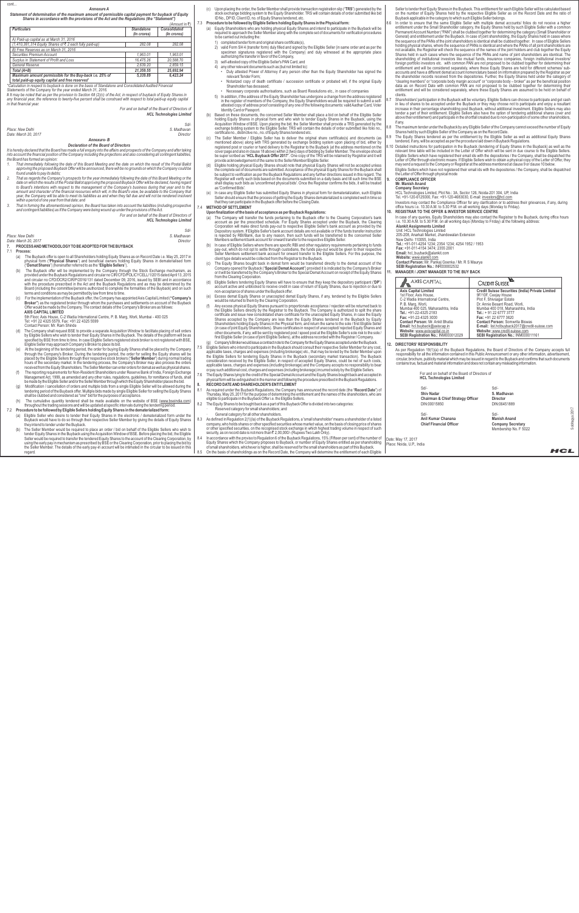*cont...*

# Annexure A

***Statement of determination of the maximum amount of permissible capital payment for buyback of Equity Shares in accordance with the provisions of the Act and the Regulations (the "Statement")***

*(Amount in ₹)*

| Particulars | Standalone (in crores) | Consolidated (in crores) |
|---|---|---|
| A) Paid-up capital as at March 31, 2016 | | |
| (1,410,381,314 Equity Shares of ₹ 2 each fully paid-up) | 282.08 | 282.08 |
| B) Free Reserves as on March 31, 2016 | | |
| Securities Premium Account | 1,963.01 | 1,963.01 |
| Surplus in Statement of Profit and Loss | 16,475.26 | 20,588.70 |
| General Reserve | 2,639.20 | 2,859.15 |
| Total (A+B) | 21,359.55 | 25,692.94 |
| Maximum amount permissible for the Buy-back i.e. 25% of total paid-up equity capital and free reserves# | 5,339.89 | 6,423.24 |

*Calculation in respect to buyback is done on the basis of Standalone and Consolidated Audited Financial Statements of the Company for the year ended March 31, 2016.

# It may be noted that as per the provision to Section 68 (2)(c) of the Act, in respect of buyback of Equity Shares in any financial year, the reference to twenty-five percent shall be construed with respect to total paid-up equity capital in that financial year.

For and on behalf of the Board of Directors of
**HCL Technologies Limited**

Sd/-
S. Madhavan
Director

Place: New Delhi
Date: March 20, 2017

# Annexure- B

## Declaration of the Board of Directors

*It is hereby declared that the Board has made a full enquiry into the affairs and prospects of the Company and after taking into account the financial position of the Company including the projections and also considering all contingent liabilities, the Board has formed an opinion:*

1. *That immediately following the date of this Board Meeting and the date on which the result of the Postal Ballot approving the proposed Buyback Offer will be announced, there will be no grounds on which the Company could be found unable to pay its debts;*
2. *That as regards the Company's prospects for the year immediately following the date of this Board Meeting or the date on which the results of the Postal Ballot approving the proposed Buyback Offer will be declared, having regard to Board's intentions with respect to the management of the Company's business during that year and to the amount and character of the financial resources which will, in the Board's view, be available to the Company that year, the Company will be able to meet its liabilities as and when they fall due and will not be rendered insolvent within a period of one year from that date; and*
3. *That in forming the aforementioned opinion, the Board has taken into account the liabilities (including prospective and contingent liabilities) as if the Company were being wound up under the provisions of the Act.*

For and on behalf of the Board of Directors of
**HCL Technologies Limited**

Sd/-
S. Madhavan
Director

Place: New Delhi
Date: March 20, 2017

## 7. PROCESS AND METHODOLOGY TO BE ADOPTED FOR THE BUYBACK

7.1 **Process:**

(a) The Buyback offer is open to all Shareholders holding Equity Shares as on Record Date i.e. May 25, 2017 in physical form ("**Physical Shares**") and beneficial owners holding Equity Shares in dematerialised form ("**Demat Shares**") (hereinafter referred to as the "**Eligible Sellers**").

(b) The Buyback offer will be implemented by the Company through the Stock Exchange mechanism, as provided under the Buyback Regulations and circular no CIR/CFD/POLICYCELL/1/2015 dated April 13, 2015 and circular no CFD/DCR2/CIR/P/2016/131 dated December 09, 2016, issued by SEBI and in accordance with the procedure prescribed in the Act and the Buyback Regulations and as may be determined by the Board (including the committee/persons authorized to complete the formalities of the Buyback) and on such terms and conditions as may be permitted by law from time to time.

(c) For the implementation of the Buyback offer, the Company has appointed Axis Capital Limited ("**Company's Broker**") as the registered broker through whom the purchases and settlements on account of the Buyback Offer would be made by the Company. The contact details of the Company's Broker are as follows:

**AXIS CAPITAL LIMITED**
5th Floor, Axis House, C-2 Wadia International Centre, P. B. Marg, Worli, Mumbai - 400 025
Tel: +91 22 4325 5579, Fax: +91 22 4325 5599
Contact Person: Mr. Ram Shinde

(d) The Company shall request BSE to provide a separate Acquisition Window to facilitate placing of sell orders by Eligible Sellers who wish to tender their Equity Shares in the Buyback. The details of the platform will be as specified by BSE from time to time. In case Eligible Sellers registered stock broker is not registered with BSE, Eligible Seller may approach Company's Broker to place its bid.

(e) At the beginning of the tendering period, the order for buying Equity Shares shall be placed by the Company through the Company's Broker. During the tendering period, the order for selling the Equity shares will be placed by the Eligible Sellers through their respective stock brokers ("**Seller Member**") during normal trading hours of the secondary market. In the tendering process, the Company's Broker may also process the orders received from the Equity Shareholders. The Seller Member can enter orders for demat as well as physical shares.

(f) The reporting requirements for Non-Resident Shareholders under Reserve Bank of India, Foreign Exchange Management Act, 1999, as amended and any other rules, regulations, guidelines, for remittance of funds, shall be made by the Eligible Seller and/or the Seller Member through which the Equity Shareholder places the bid.

(g) Modification / cancellation of orders and multiple bids from a single Eligible Seller will be allowed during the tendering period of the Buyback offer. Multiple bids made by single Eligible Seller for selling the Equity Shares shall be clubbed and considered as "one" bid for the purposes of acceptance.

(h) The cumulative quantity tendered shall be made available on the website of BSE (www.bseindia.com) throughout the trading sessions and will be updated at specific intervals during the tendering period.

7.2 **Procedure to be followed by Eligible Sellers holding Equity Shares in the dematerialized form:**

(a) Eligible Seller who desire to tender their Equity Shares in the electronic / dematerialized form under the Buyback would have to do so through their respective Seller Member by giving the details of Equity Shares they intend to tender under the Buyback.

(b) The Seller Member would be required to place an order / bid on behalf of the Eligible Sellers who wish to tender Equity Shares in the Buyback using the Acquisition Window of BSE. Before placing the bid, the Eligible Seller would be required to transfer the tendered Equity Shares to the account of the Clearing Corporation, by using the early pay in mechanism as prescribed by BSE or the Clearing Corporation, prior to placing the bid by the Seller Member. The details of the early pay-in account will be intimated in the circular to be issued in this regard.

(c) Upon placing the order, the Seller Member shall provide transaction registration slip ("**TRS**") generated by the stock exchange bidding system to the Equity Shareholder. TRS will contain details of order submitted like bid ID No., DP ID, Client ID, no. of Equity Shares tendered, etc.

7.3 **Procedure to be followed by Eligible Sellers holding Equity Shares in the Physical form:**

(a) Equity Shareholders who are holding physical Equity Shares and intend to participate in the Buyback will be required to approach the Seller Member along with the complete set of documents for verification procedures to be carried out including the:

1) completed tender form and original share certificate(s),
2) valid Form SH 4 (transfer form) duly filled and signed by the Eligible Seller (in same order and as per the specimen signatures registered with the Company) and duly witnessed at the appropriate place authorizing the transfer in favor of the Company,
3) self-attested copy of the Eligible Seller's PAN Card, and
4) any other relevant documents such as (but not limited to):
   - Duly attested Power of Attorney if any person other than the Equity Shareholder has signed the relevant Tender Form;
   - Notarized copy of death certificate / succession certificate or probated will, if the original Equity Shareholder has deceased;
   - Necessary corporate authorisations, such as Board Resolutions etc., in case of companies
5) In addition, if the address of the Equity Shareholder has undergone a change from the address registered in the register of members of the Company, the Equity Shareholders would be required to submit a self-attested copy of address proof consisting of any one of the following documents: valid Aadhar Card, Voter Identity Card or Passport.

(b) Based on these documents, the concerned Seller Member shall place a bid on behalf of the Eligible Seller holding Equity Shares in physical form and who wish to tender Equity Shares in the Buyback, using the Acquisition Window of BSE. Upon placing the bid, the Seller Member shall provide a TRS generated by the exchange bidding system to the Eligible Seller. TRS will contain the details of order submitted like folio no., certificate no., distinctive no., no. of Equity Shares tendered etc.

(c) The Seller Member / Eligible Seller has to deliver the original share certificate(s) and documents (as mentioned above) along with TRS generated by exchange bidding system upon placing of bid, either by registered post or courier or hand delivery to the Registrar to the Buyback (at the address mentioned on the cover page and also in clause 10 above) within 2 (two) days of bidding by Seller Member. The envelope should be super scribed as "**HCL Buyback Offer 2017**". One copy of the TRS will be retained by Registrar and it will provide acknowledgement of the same to the Seller Member/Eligible Seller.

(d) Eligible holding physical Equity Shares should note that physical Equity Shares will not be accepted unless the complete set of documents are submitted. Acceptance of the physical Equity Shares for the Buyback shall be subject to verification as per the Buyback Regulations and any further directions issued in this regard. The Registrar will verify such bids based on the documents submitted on a daily basis and till such time the BSE shall display such bids as 'unconfirmed physical bids'. Once the Registrar confirms the bids, it will be treated as 'Confirmed Bids'.

(e) In case any Eligible Seller has submitted Equity Shares in physical form for dematerialization, such Eligible Seller should ensure that the process of getting the Equity Shares dematerialized is completed well in time so that they can participate in the Buyback offer before the Closing Date.

7.4 **METHOD OF SETTLEMENT**

**Upon finalization of the basis of acceptance as per Buyback Regulations:**

(a) The Company will transfer the funds pertaining to the Buyback offer to the Clearing Corporation's bank account as per the prescribed schedule. For Equity Shares accepted under the Buyback, the Clearing Corporation will make direct funds pay-out to respective Eligible Seller's bank account as provided by the Depository system. If Eligible Seller's bank account details are not available or if the funds transfer instruction is rejected by RBI/Bank, due to any reason, then such funds will be transferred to the concerned Seller Members settlement bank account for onward transfer to the respective Eligible Seller.

(b) In case of Eligible Sellers where there are specific RBI and other regulatory requirements pertaining to funds pay-out, which do not opt to settle through custodians, the funds pay-out would be given to their respective Seller Members settlement bank account for onward transfer to the Eligible Seller. For this purpose, the client type details would be collected from the Registrar to the Buyback.

(c) The Equity Shares bought back in demat form would be transferred directly to the demat account of the Company opened for Buyback ("**Special Demat Account**") provided it is indicated by the Company's Broker or it will be transferred by the Company's Broker to the Special Demat Account on receipt of the Equity Shares from the Clearing Corporation.

(d) Eligible Sellers tendering Equity Shares will have to ensure that they keep the depository participant ("**DP**") account active and unblocked to receive credit in case of return of Equity Shares, due to rejection or due to non-acceptance of shares under the Buyback offer.

(e) Excess demat Equity Shares or unaccepted demat Equity Shares, if any, tendered by the Eligible Sellers would be returned to them by the Clearing Corporation.

(f) Any excess physical Equity Shares pursuant to proportionate acceptance / rejection will be returned back to the Eligible Sellers directly by the Registrar to the Buyback. The Company is authorized to split the share certificate and issue new consolidated share certificate for the unaccepted Equity Shares, in case the Equity Shares accepted by the Company are less than the Equity Shares tendered in the Buyback by Equity Shareholders holding Equity Shares in the Physical form, and return the same to the sole / first Eligible Seller (in case of joint Eligible Shareholders). Share certificates in respect of unaccepted/ rejected Equity Shares and other documents, if any, will be sent by registered post / speed post at the Eligible Seller's sole risk to the sole / first Eligible Seller (in case of joint Eligible Sellers), at the address recorded with the Registrar / Company.

(g) Company's Broker would issue a contract note to the Company for the Equity Shares accepted under the Buyback.

7.5 Eligible Sellers who intend to participate in the Buyback should consult their respective Seller Member for any cost, applicable taxes, charges and expenses (including brokerage) etc., that may be levied by the Seller Member upon the Eligible Sellers for tendering Equity Shares in the Buyback (secondary market transaction). The Buyback consideration received by the Eligible Seller, in respect of accepted Equity Shares, could be net of such costs, applicable taxes, charges and expenses (including brokerage) and the Company accepts no responsibility to bear or pay such additional cost, charges and expenses (including brokerage) incurred solely by the Eligible Sellers.

7.6 The Equity Shares lying to the credit of the Special Demat Account and the Equity Shares bought back and accepted in physical form will be extinguished in the manner and following the procedure prescribed in the Buyback Regulations.

## 8. RECORD DATE AND SHAREHOLDER'S ENTITLEMENT

8.1 As required under the Buyback Regulations, the Company has announced the record date (the "**Record Date**") of Thursday, May 25, 2017 for the purpose of determining the entitlement and the names of the shareholders, who are eligible to participate in the Buyback Offer i.e. the Eligible Sellers.

8.2 The Equity Shares to be bought back as a part of this Buyback Offer is divided into two categories:
- Reserved category for small shareholders; and
- General category for all other shareholders.

8.3 As defined in Regulation 2(1)(la) of the Buyback Regulations, a 'small shareholder' means a shareholder of a listed company, who holds shares or other specified securities whose market value, on the basis of closing price of shares or other specified securities, on the recognised stock exchange in which highest trading volume in respect of such security, as on record date is not more than ₹ 2,00,000/- (Rupees Two Lakh Only).

8.4 In accordance with the proviso to Regulation 6 of the Buyback Regulations, 15% (Fifteen per cent) of the number of Equity Shares which the Company proposes to Buyback, or number of Equity Shares entitled as per shareholding of small shareholders, whichever is higher, shall be reserved for the small shareholders as part of this Buyback.

8.5 On the basis of shareholdings as on the Record Date, the Company will determine the entitlement of each Eligible Seller to tender their Equity Shares in the Buyback. This entitlement for each Eligible Seller will be calculated based on the number of Equity Shares held by the respective Eligible Seller as on the Record Date and the ratio of Buyback applicable in the category to which such Eligible Seller belongs.

8.6 In order to ensure that the same Eligible Seller with multiple demat accounts/ folios do not receive a higher entitlement under the Small Shareholder category, the Equity Shares held by such Eligible Seller with a common Permanent Account Number ("PAN") shall be clubbed together for determining the category (Small Shareholder or General) and entitlement under the Buyback. In case of joint shareholding, the Equity Shares held in cases where the sequence of the PANs of the joint shareholders is identical shall be clubbed together. In case of Eligible Sellers holding physical shares, where the sequence of PANs is identical and where the PANs of all joint shareholders are not available, the Registrar will check the sequence of the names of the joint holders and club together the Equity Shares held in such cases where the sequence of the PANs and name of joint shareholders are identical. The shareholding of institutional investors like mutual funds, insurance companies, foreign institutional investors/ foreign portfolio investors etc. with common PAN are not proposed to be clubbed together for determining their entitlement and will be considered separately, where these Equity Shares are held for different schemes/ sub-accounts and have a different demat account nomenclature based on information prepared by the Registrar as per the shareholder records received from the depositories. Further, the Equity Shares held under the category of "clearing members" or "corporate body margin account" or "corporate body – broker" as per the beneficial position data as on Record Date with common PAN are not proposed to be clubbed together for determining their entitlement and will be considered separately, where these Equity Shares are assumed to be held on behalf of clients.

8.7 Shareholders' participation in the Buyback will be voluntary. Eligible Sellers can choose to participate and get cash in lieu of shares to be accepted under the Buyback or they may choose not to participate and enjoy a resultant increase in their percentage shareholding post Buyback, without additional investment. Eligible Sellers may also tender a part of their entitlement. Eligible Sellers also have the option of tendering additional shares (over and above their entitlement) and participate in the shortfall created due to non-participation of some other shareholders, if any.

8.8 The maximum tender under the Buyback by any Eligible Seller of the Company cannot exceed the number of Equity Shares held by such Eligible Seller of the Company as on the Record Date.

8.9 The Equity Shares tendered as per the entitlement by the Eligible Seller as well as additional Equity Shares tendered, if any, will be accepted as per the procedure laid down in Buyback Regulations.

8.10 Detailed instructions for participation in the Buyback (tendering of Equity Shares in the Buyback) as well as the relevant time table will be included in the Letter of Offer which will be sent in due course to the Eligible Sellers. Eligible Sellers which have registered their email ids with the depositories / the Company, shall be dispatched the Letter of Offer through electronic means. If Eligible Sellers wish to obtain a physical copy of the Letter of Offer, they may send a request to the Company or Registrar at the address mentioned at clause 9 or clause 10 below.

Eligible Sellers which have not registered their email ids with the depositories / the Company, shall be dispatched the Letter of Offer through physical mode.

## 9. COMPLIANCE OFFICER

**Mr. Manish Anand**
**Company Secretary**
HCL Technologies Limited, Plot No.: 3A, Sector 126, Noida-201 304, UP, India
Tel. +91-120-6125000, Fax: +91-120-4683030, E-mail: investors@hcl.com

Investors may contact the Compliance Officer for any clarification or to address their grievances, if any, during office hours i.e. 10.30 A.M. to 5.30 P.M. on all working days (Monday to Friday).

## 10. REGISTRAR TO THE OFFER & INVESTOR SERVICE CENTRE

In case of any queries, Equity Shareholders may also contact the Registrar to the Buyback, during office hours i.e. 10.30 A.M. to 5.30 P.M. on all working days (Monday to Friday) at the following address:

**Alankit Assignments Limited**
Unit: HCL Technologies Limited
205-208, Anarkali Market, Jhandewalan Extension
New Delhi- 110055, India
**Tel.:** +91-011-4254 1234; 2354 1234; 4254 1952 / 1953
**Fax:** +91-011-4154 3474; 2355 2001
**Email:** hcl_buyback@alankit.com
**Website:** www.alankit.com
**Contact Person:** Mr. Pankaj Goenka / Mr. R S Maurya
**SEBI Registration No.:** INR000002532

## 11. MANAGER / JOINT MANAGER TO THE BUY BACK

| AXIS CAPITAL | CREDIT SUISSE |
|---|---|
| **Axis Capital Limited**<br>1st Floor, Axis House,<br>C-2 Wadia International Centre,<br>P. B. Marg, Worli,<br>Mumbai 400 025, Maharashtra, India<br>**Tel.:** +91-22-4325 2183<br>**Fax:** +91-22-4325 3000<br>**Contact Person:** Mr. Ankit Bhatia<br>**Email:** hcl.buyback@axiscap.in<br>**Website:** www.axiscapital.co.in<br>**SEBI Registration No.:** INM000012029 | **Credit Suisse Securities (India) Private Limited**<br>9F/10F, Ceejay House<br>Plot F, Shivsagar Estate<br>Dr. Annie Besant Road, Worli,<br>Mumbai 400 018, Maharashtra, India<br>**Tel.:** + 91 22 6777 3777<br>**Fax:** +91 22 6777 3820<br>**Contact Person:** Somvrita Biswas<br>**E-mail:** list.hclbuyback2017@credit-suisse.com<br>**Website:** www.credit-suisse.com<br>**SEBI Registration No.:** INM000011161 |

## 12. DIRECTORS' RESPONSIBILITY

As per Regulation 19(1)(a) of the Buyback Regulations, the Board of Directors of the Company accepts full responsibility for all the information contained in this Public Announcement or any other information, advertisement, circular, brochure, publicity material which may be issued in regard to the Buyback and confirms that such documents contains true, factual and material information and does not contain any misleading information.

For and on behalf of the Board of Directors of
**HCL Technologies Limited**

| | |
|---|---|
| Sd/-<br>**Shiv Nadar**<br>**Chairman & Chief Strategy Officer**<br>DIN:00015850 | Sd/-<br>**S. Madhavan**<br>**Director**<br>DIN:06451889 |
| Sd/-<br>**Anil Kumar Chanana**<br>**Chief Financial Officer** | Sd/-<br>**Manish Anand**<br>**Company Secretary**<br>Membership No. F 5022 |

Date: May 17, 2017
Place: Noida, U.P., India